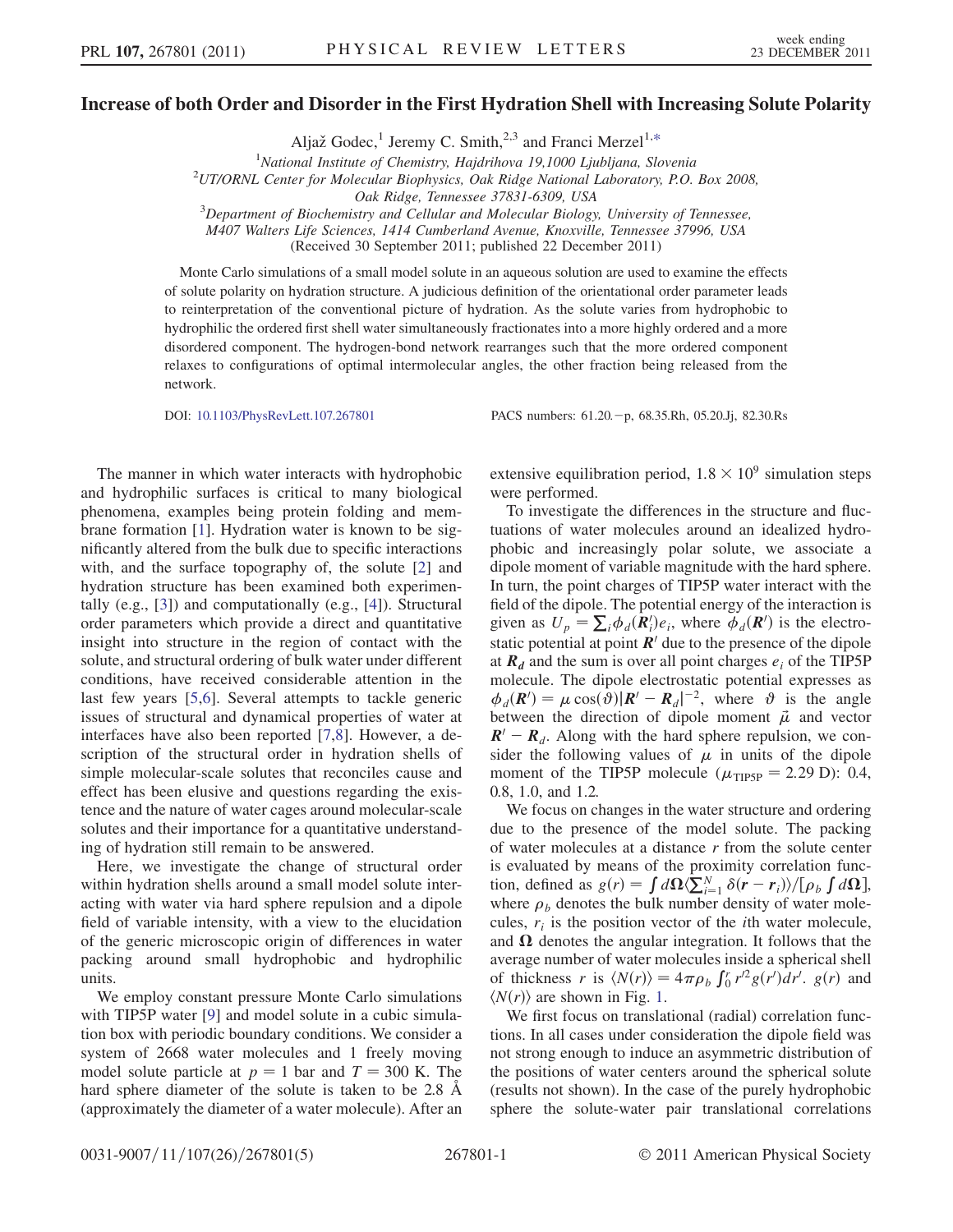# Increase of both Order and Disorder in the First Hydration Shell with Increasing Solute Polarity

Aljaž Godec,[1] Jeremy C. Smith,[2,3] and Franci Merzel[1,*]

[1]National Institute of Chemistry, Hajdrihova 19,1000 Ljubljana, Slovenia

[2]UT/ORNL Center for Molecular Biophysics, Oak Ridge National Laboratory, P.O. Box 2008, Oak Ridge, Tennessee 37831-6309, USA

[3]Department of Biochemistry and Cellular and Molecular Biology, University of Tennessee, M407 Walters Life Sciences, 1414 Cumberland Avenue, Knoxville, Tennessee 37996, USA

(Received 30 September 2011; published 22 December 2011)

Monte Carlo simulations of a small model solute in an aqueous solution are used to examine the effects of solute polarity on hydration structure. A judicious definition of the orientational order parameter leads to reinterpretation of the conventional picture of hydration. As the solute varies from hydrophobic to hydrophilic the ordered first shell water simultaneously fractionates into a more highly ordered and a more disordered component. The hydrogen-bond network rearranges such that the more ordered component relaxes to configurations of optimal intermolecular angles, the other fraction being released from the network.

DOI: 10.1103/PhysRevLett.107.267801 PACS numbers: 61.20.−p, 68.35.Rh, 05.20.Jj, 82.30.Rs

The manner in which water interacts with hydrophobic and hydrophilic surfaces is critical to many biological phenomena, examples being protein folding and membrane formation [1]. Hydration water is known to be significantly altered from the bulk due to specific interactions with, and the surface topography of, the solute [2] and hydration structure has been examined both experimentally (e.g., [3]) and computationally (e.g., [4]). Structural order parameters which provide a direct and quantitative insight into structure in the region of contact with the solute, and structural ordering of bulk water under different conditions, have received considerable attention in the last few years [5,6]. Several attempts to tackle generic issues of structural and dynamical properties of water at interfaces have also been reported [7,8]. However, a description of the structural order in hydration shells of simple molecular-scale solutes that reconciles cause and effect has been elusive and questions regarding the existence and the nature of water cages around molecular-scale solutes and their importance for a quantitative understanding of hydration still remain to be answered.

Here, we investigate the change of structural order within hydration shells around a small model solute interacting with water via hard sphere repulsion and a dipole field of variable intensity, with a view to the elucidation of the generic microscopic origin of differences in water packing around small hydrophobic and hydrophilic units.

We employ constant pressure Monte Carlo simulations with TIP5P water [9] and model solute in a cubic simulation box with periodic boundary conditions. We consider a system of 2668 water molecules and 1 freely moving model solute particle at $p = 1$ bar and $T = 300$ K. The hard sphere diameter of the solute is taken to be 2.8 Å (approximately the diameter of a water molecule). After an extensive equilibration period, $1.8 \times 10^9$ simulation steps were performed.

To investigate the differences in the structure and fluctuations of water molecules around an idealized hydrophobic and increasingly polar solute, we associate a dipole moment of variable magnitude with the hard sphere. In turn, the point charges of TIP5P water interact with the field of the dipole. The potential energy of the interaction is given as $U_p = \sum_i \phi_d(\boldsymbol{R}_i')e_i$, where $\phi_d(\boldsymbol{R}')$ is the electrostatic potential at point $\boldsymbol{R}'$ due to the presence of the dipole at $\boldsymbol{R_d}$ and the sum is over all point charges $e_i$ of the TIP5P molecule. The dipole electrostatic potential expresses as $\phi_d(\boldsymbol{R}') = \mu\cos(\vartheta)|\boldsymbol{R}' - \boldsymbol{R}_d|^{-2}$, where $\vartheta$ is the angle between the direction of dipole moment $\vec{\mu}$ and vector $\boldsymbol{R}' - \boldsymbol{R}_d$. Along with the hard sphere repulsion, we consider the following values of $\mu$ in units of the dipole moment of the TIP5P molecule ($\mu_{\mathrm{TIP5P}} = 2.29$ D): 0.4, 0.8, 1.0, and 1.2.

We focus on changes in the water structure and ordering due to the presence of the model solute. The packing of water molecules at a distance $r$ from the solute center is evaluated by means of the proximity correlation function, defined as $g(r) = \int d\boldsymbol{\Omega}\langle\sum_{i=1}^{N}\delta(\boldsymbol{r} - \boldsymbol{r}_i)\rangle/[\rho_b\int d\boldsymbol{\Omega}]$, where $\rho_b$ denotes the bulk number density of water molecules, $r_i$ is the position vector of the $i$th water molecule, and $\boldsymbol{\Omega}$ denotes the angular integration. It follows that the average number of water molecules inside a spherical shell of thickness $r$ is $\langle N(r)\rangle = 4\pi\rho_b\int_0^r r'^2 g(r')dr'$. $g(r)$ and $\langle N(r)\rangle$ are shown in Fig. 1.

We first focus on translational (radial) correlation functions. In all cases under consideration the dipole field was not strong enough to induce an asymmetric distribution of the positions of water centers around the spherical solute (results not shown). In the case of the purely hydrophobic sphere the solute-water pair translational correlations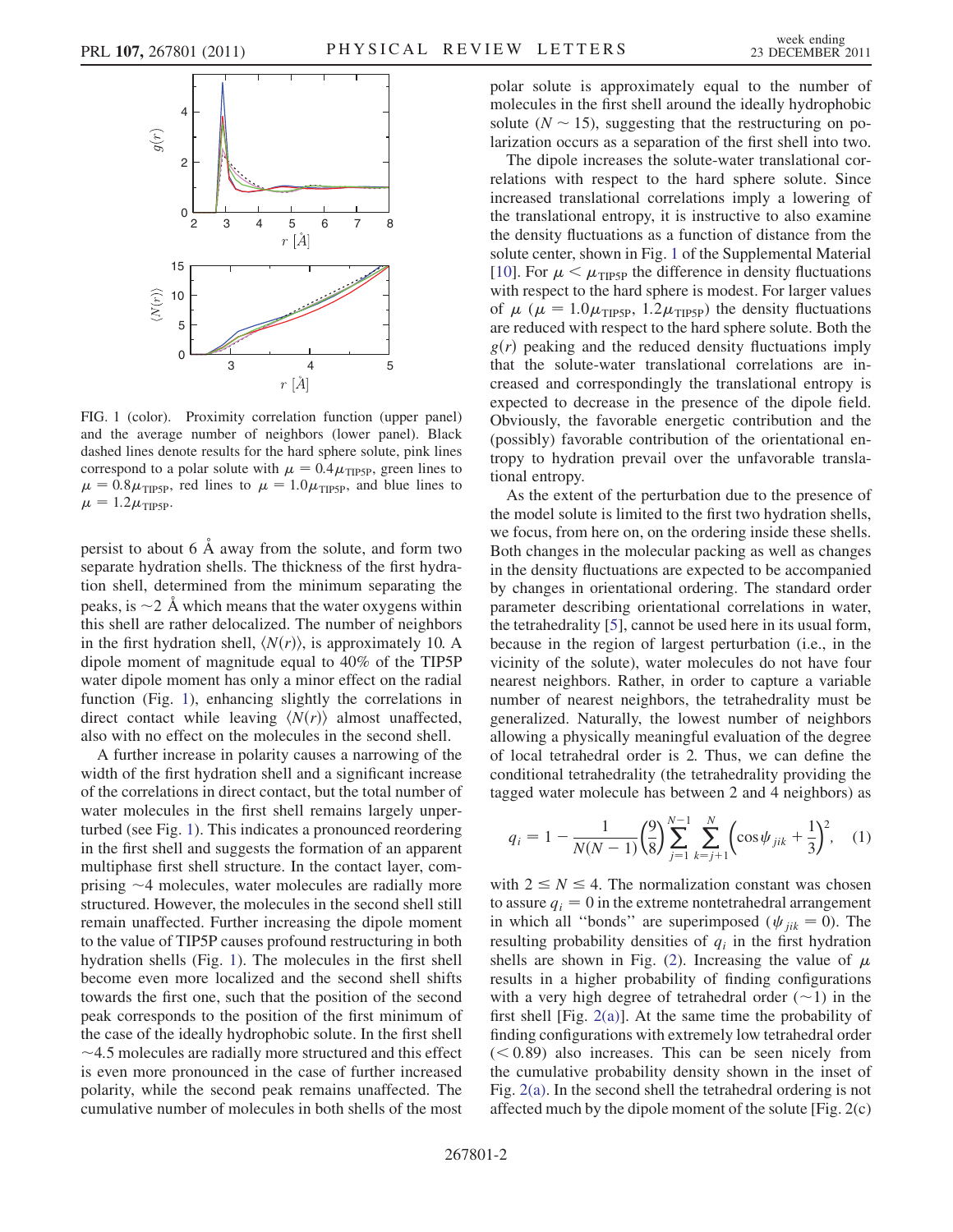FIG. 1 (color). Proximity correlation function (upper panel) and the average number of neighbors (lower panel). Black dashed lines denote results for the hard sphere solute, pink lines correspond to a polar solute with $\mu = 0.4\mu_{\mathrm{TIP5P}}$, green lines to $\mu = 0.8\mu_{\mathrm{TIP5P}}$, red lines to $\mu = 1.0\mu_{\mathrm{TIP5P}}$, and blue lines to $\mu = 1.2\mu_{\mathrm{TIP5P}}$.

persist to about 6 Å away from the solute, and form two separate hydration shells. The thickness of the first hydration shell, determined from the minimum separating the peaks, is ~2 Å which means that the water oxygens within this shell are rather delocalized. The number of neighbors in the first hydration shell, $\langle N(r) \rangle$, is approximately 10. A dipole moment of magnitude equal to 40% of the TIP5P water dipole moment has only a minor effect on the radial function (Fig. 1), enhancing slightly the correlations in direct contact while leaving $\langle N(r) \rangle$ almost unaffected, also with no effect on the molecules in the second shell.

A further increase in polarity causes a narrowing of the width of the first hydration shell and a significant increase of the correlations in direct contact, but the total number of water molecules in the first shell remains largely unperturbed (see Fig. 1). This indicates a pronounced reordering in the first shell and suggests the formation of an apparent multiphase first shell structure. In the contact layer, comprising ~4 molecules, water molecules are radially more structured. However, the molecules in the second shell still remain unaffected. Further increasing the dipole moment to the value of TIP5P causes profound restructuring in both hydration shells (Fig. 1). The molecules in the first shell become even more localized and the second shell shifts towards the first one, such that the position of the second peak corresponds to the position of the first minimum of the case of the ideally hydrophobic solute. In the first shell ~4.5 molecules are radially more structured and this effect is even more pronounced in the case of further increased polarity, while the second peak remains unaffected. The cumulative number of molecules in both shells of the most polar solute is approximately equal to the number of molecules in the first shell around the ideally hydrophobic solute ($N \sim 15$), suggesting that the restructuring on polarization occurs as a separation of the first shell into two.

The dipole increases the solute-water translational correlations with respect to the hard sphere solute. Since increased translational correlations imply a lowering of the translational entropy, it is instructive to also examine the density fluctuations as a function of distance from the solute center, shown in Fig. 1 of the Supplemental Material [10]. For $\mu < \mu_{\mathrm{TIP5P}}$ the difference in density fluctuations with respect to the hard sphere is modest. For larger values of $\mu$ ($\mu = 1.0\mu_{\mathrm{TIP5P}}$, $1.2\mu_{\mathrm{TIP5P}}$) the density fluctuations are reduced with respect to the hard sphere solute. Both the $g(r)$ peaking and the reduced density fluctuations imply that the solute-water translational correlations are increased and correspondingly the translational entropy is expected to decrease in the presence of the dipole field. Obviously, the favorable energetic contribution and the (possibly) favorable contribution of the orientational entropy to hydration prevail over the unfavorable translational entropy.

As the extent of the perturbation due to the presence of the model solute is limited to the first two hydration shells, we focus, from here on, on the ordering inside these shells. Both changes in the molecular packing as well as changes in the density fluctuations are expected to be accompanied by changes in orientational ordering. The standard order parameter describing orientational correlations in water, the tetrahedrality [5], cannot be used here in its usual form, because in the region of largest perturbation (i.e., in the vicinity of the solute), water molecules do not have four nearest neighbors. Rather, in order to capture a variable number of nearest neighbors, the tetrahedrality must be generalized. Naturally, the lowest number of neighbors allowing a physically meaningful evaluation of the degree of local tetrahedral order is 2. Thus, we can define the conditional tetrahedrality (the tetrahedrality providing the tagged water molecule has between 2 and 4 neighbors) as

$$q_i = 1 - \frac{1}{N(N-1)}\left(\frac{9}{8}\right)\sum_{j=1}^{N-1}\sum_{k=j+1}^{N}\left(\cos\psi_{jik} + \frac{1}{3}\right)^2, \quad (1)$$

with $2 \leq N \leq 4$. The normalization constant was chosen to assure $q_i = 0$ in the extreme nontetrahedral arrangement in which all "bonds" are superimposed ($\psi_{jik} = 0$). The resulting probability densities of $q_i$ in the first hydration shells are shown in Fig. (2). Increasing the value of $\mu$ results in a higher probability of finding configurations with a very high degree of tetrahedral order (~1) in the first shell [Fig. 2(a)]. At the same time the probability of finding configurations with extremely low tetrahedral order (< 0.89) also increases. This can be seen nicely from the cumulative probability density shown in the inset of Fig. 2(a). In the second shell the tetrahedral ordering is not affected much by the dipole moment of the solute [Fig. 2(c)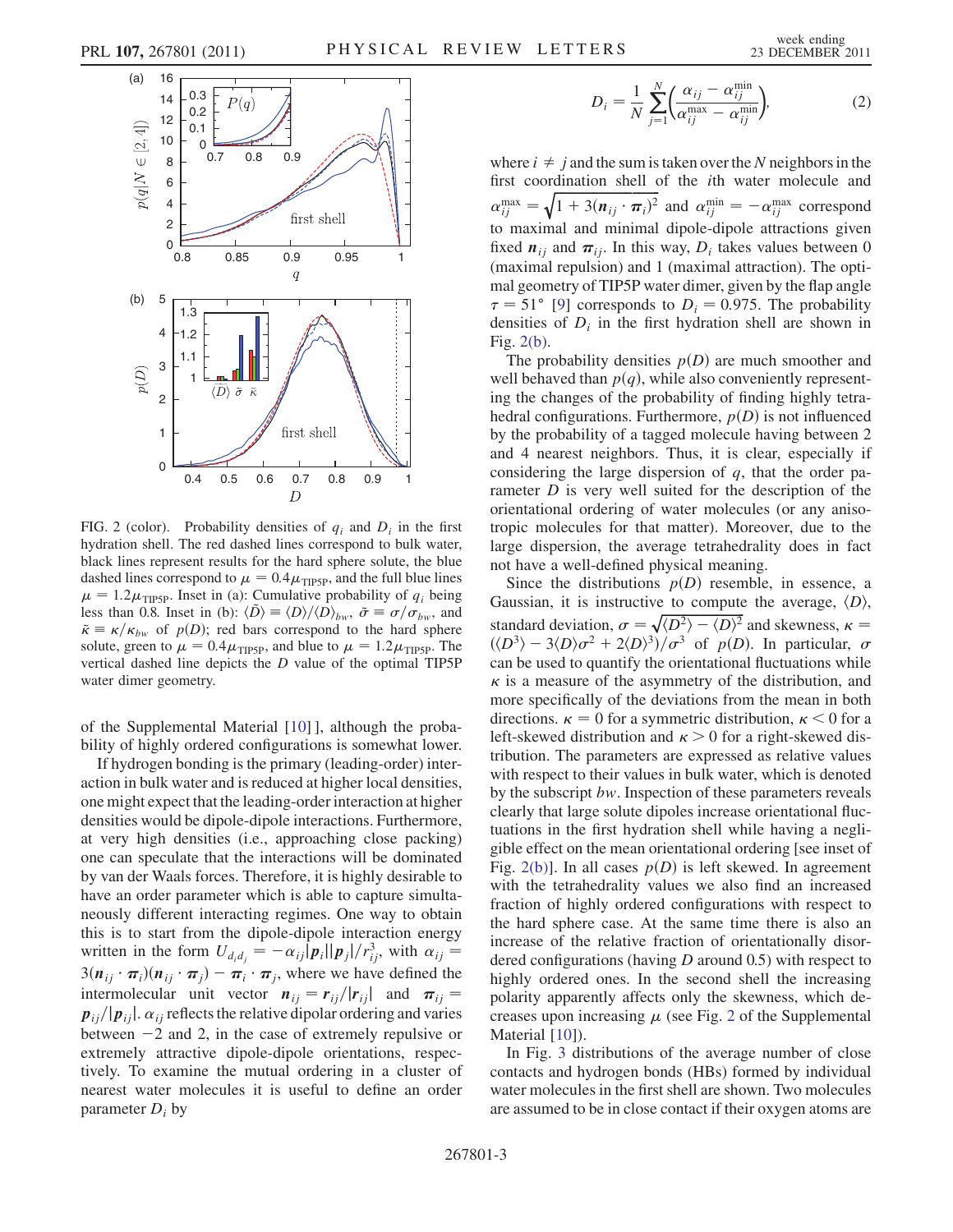FIG. 2 (color). Probability densities of $q_i$ and $D_i$ in the first hydration shell. The red dashed lines correspond to bulk water, black lines represent results for the hard sphere solute, the blue dashed lines correspond to $\mu = 0.4\mu_{\mathrm{TIP5P}}$, and the full blue lines $\mu = 1.2\mu_{\mathrm{TIP5P}}$. Inset in (a): Cumulative probability of $q_i$ being less than 0.8. Inset in (b): $\langle \tilde{D} \rangle \equiv \langle D \rangle / \langle D \rangle_{bw}$, $\tilde{\sigma} \equiv \sigma/\sigma_{bw}$, and $\tilde{\kappa} \equiv \kappa/\kappa_{bw}$ of $p(D)$; red bars correspond to the hard sphere solute, green to $\mu = 0.4\mu_{\mathrm{TIP5P}}$, and blue to $\mu = 1.2\mu_{\mathrm{TIP5P}}$. The vertical dashed line depicts the $D$ value of the optimal TIP5P water dimer geometry.

of the Supplemental Material [10] ], although the probability of highly ordered configurations is somewhat lower.

If hydrogen bonding is the primary (leading-order) interaction in bulk water and is reduced at higher local densities, one might expect that the leading-order interaction at higher densities would be dipole-dipole interactions. Furthermore, at very high densities (i.e., approaching close packing) one can speculate that the interactions will be dominated by van der Waals forces. Therefore, it is highly desirable to have an order parameter which is able to capture simultaneously different interacting regimes. One way to obtain this is to start from the dipole-dipole interaction energy written in the form $U_{d_id_j} = -\alpha_{ij}|\boldsymbol{p}_i||\boldsymbol{p}_j|/r_{ij}^3$, with $\alpha_{ij} = 3(\boldsymbol{n}_{ij}\cdot\boldsymbol{\pi}_i)(\boldsymbol{n}_{ij}\cdot\boldsymbol{\pi}_j) - \boldsymbol{\pi}_i\cdot\boldsymbol{\pi}_j$, where we have defined the intermolecular unit vector $\boldsymbol{n}_{ij} = \boldsymbol{r}_{ij}/|\boldsymbol{r}_{ij}|$ and $\boldsymbol{\pi}_{ij} = \boldsymbol{p}_{ij}/|\boldsymbol{p}_{ij}|$. $\alpha_{ij}$ reflects the relative dipolar ordering and varies between $-2$ and 2, in the case of extremely repulsive or extremely attractive dipole-dipole orientations, respectively. To examine the mutual ordering in a cluster of nearest water molecules it is useful to define an order parameter $D_i$ by

$$D_i = \frac{1}{N}\sum_{j=1}^{N}\left(\frac{\alpha_{ij} - \alpha_{ij}^{\min}}{\alpha_{ij}^{\max} - \alpha_{ij}^{\min}}\right), \tag{2}$$

where $i \neq j$ and the sum is taken over the $N$ neighbors in the first coordination shell of the $i$th water molecule and $\alpha_{ij}^{\max} = \sqrt{1 + 3(\boldsymbol{n}_{ij}\cdot\boldsymbol{\pi}_i)^2}$ and $\alpha_{ij}^{\min} = -\alpha_{ij}^{\max}$ correspond to maximal and minimal dipole-dipole attractions given fixed $\boldsymbol{n}_{ij}$ and $\boldsymbol{\pi}_{ij}$. In this way, $D_i$ takes values between 0 (maximal repulsion) and 1 (maximal attraction). The optimal geometry of TIP5P water dimer, given by the flap angle $\tau = 51°$ [9] corresponds to $D_i = 0.975$. The probability densities of $D_i$ in the first hydration shell are shown in Fig. 2(b).

The probability densities $p(D)$ are much smoother and well behaved than $p(q)$, while also conveniently representing the changes of the probability of finding highly tetrahedral configurations. Furthermore, $p(D)$ is not influenced by the probability of a tagged molecule having between 2 and 4 nearest neighbors. Thus, it is clear, especially if considering the large dispersion of $q$, that the order parameter $D$ is very well suited for the description of the orientational ordering of water molecules (or any anisotropic molecules for that matter). Moreover, due to the large dispersion, the average tetrahedrality does in fact not have a well-defined physical meaning.

Since the distributions $p(D)$ resemble, in essence, a Gaussian, it is instructive to compute the average, $\langle D \rangle$, standard deviation, $\sigma = \sqrt{\langle D^2 \rangle - \langle D \rangle^2}$ and skewness, $\kappa = (\langle D^3 \rangle - 3\langle D \rangle\sigma^2 + 2\langle D \rangle^3)/\sigma^3$ of $p(D)$. In particular, $\sigma$ can be used to quantify the orientational fluctuations while $\kappa$ is a measure of the asymmetry of the distribution, and more specifically of the deviations from the mean in both directions. $\kappa = 0$ for a symmetric distribution, $\kappa < 0$ for a left-skewed distribution and $\kappa > 0$ for a right-skewed distribution. The parameters are expressed as relative values with respect to their values in bulk water, which is denoted by the subscript $bw$. Inspection of these parameters reveals clearly that large solute dipoles increase orientational fluctuations in the first hydration shell while having a negligible effect on the mean orientational ordering [see inset of Fig. 2(b)]. In all cases $p(D)$ is left skewed. In agreement with the tetrahedrality values we also find an increased fraction of highly ordered configurations with respect to the hard sphere case. At the same time there is also an increase of the relative fraction of orientationally disordered configurations (having $D$ around 0.5) with respect to highly ordered ones. In the second shell the increasing polarity apparently affects only the skewness, which decreases upon increasing $\mu$ (see Fig. 2 of the Supplemental Material [10]).

In Fig. 3 distributions of the average number of close contacts and hydrogen bonds (HBs) formed by individual water molecules in the first shell are shown. Two molecules are assumed to be in close contact if their oxygen atoms are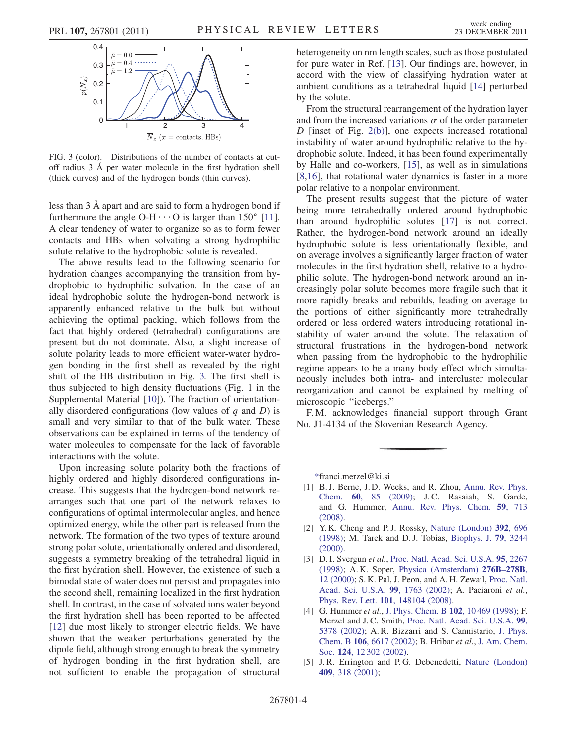0.4

0.3

0.2

0.1

0

$\tilde{\mu} = 0.0$

$\tilde{\mu} = 0.4$

$\tilde{\mu} = 1.2$

$p(\overline{N}_x)$

1 2 3 4

$\overline{N}_x$ ($x$ = contacts, HBs)

FIG. 3 (color). Distributions of the number of contacts at cutoff radius 3 Å per water molecule in the first hydration shell (thick curves) and of the hydrogen bonds (thin curves).

less than 3 Å apart and are said to form a hydrogen bond if furthermore the angle O-H$\cdots$O is larger than 150° [11]. A clear tendency of water to organize so as to form fewer contacts and HBs when solvating a strong hydrophilic solute relative to the hydrophobic solute is revealed.

The above results lead to the following scenario for hydration changes accompanying the transition from hydrophobic to hydrophilic solvation. In the case of an ideal hydrophobic solute the hydrogen-bond network is apparently enhanced relative to the bulk but without achieving the optimal packing, which follows from the fact that highly ordered (tetrahedral) configurations are present but do not dominate. Also, a slight increase of solute polarity leads to more efficient water-water hydrogen bonding in the first shell as revealed by the right shift of the HB distribution in Fig. 3. The first shell is thus subjected to high density fluctuations (Fig. 1 in the Supplemental Material [10]). The fraction of orientationally disordered configurations (low values of $q$ and $D$) is small and very similar to that of the bulk water. These observations can be explained in terms of the tendency of water molecules to compensate for the lack of favorable interactions with the solute.

Upon increasing solute polarity both the fractions of highly ordered and highly disordered configurations increase. This suggests that the hydrogen-bond network rearranges such that one part of the network relaxes to configurations of optimal intermolecular angles, and hence optimized energy, while the other part is released from the network. The formation of the two types of texture around strong polar solute, orientationally ordered and disordered, suggests a symmetry breaking of the tetrahedral liquid in the first hydration shell. However, the existence of such a bimodal state of water does not persist and propagates into the second shell, remaining localized in the first hydration shell. In contrast, in the case of solvated ions water beyond the first hydration shell has been reported to be affected [12] due most likely to stronger electric fields. We have shown that the weaker perturbations generated by the dipole field, although strong enough to break the symmetry of hydrogen bonding in the first hydration shell, are not sufficient to enable the propagation of structural heterogeneity on nm length scales, such as those postulated for pure water in Ref. [13]. Our findings are, however, in accord with the view of classifying hydration water at ambient conditions as a tetrahedral liquid [14] perturbed by the solute.

From the structural rearrangement of the hydration layer and from the increased variations $\sigma$ of the order parameter $D$ [inset of Fig. 2(b)], one expects increased rotational instability of water around hydrophilic relative to the hydrophobic solute. Indeed, it has been found experimentally by Halle and co-workers, [15], as well as in simulations [8,16], that rotational water dynamics is faster in a more polar relative to a nonpolar environment.

The present results suggest that the picture of water being more tetrahedrally ordered around hydrophobic than around hydrophilic solutes [17] is not correct. Rather, the hydrogen-bond network around an ideally hydrophobic solute is less orientationally flexible, and on average involves a significantly larger fraction of water molecules in the first hydration shell, relative to a hydrophilic solute. The hydrogen-bond network around an increasingly polar solute becomes more fragile such that it more rapidly breaks and rebuilds, leading on average to the portions of either significantly more tetrahedrally ordered or less ordered waters introducing rotational instability of water around the solute. The relaxation of structural frustrations in the hydrogen-bond network when passing from the hydrophobic to the hydrophilic regime appears to be a many body effect which simultaneously includes both intra- and intercluster molecular reorganization and cannot be explained by melting of microscopic "icebergs."

F. M. acknowledges financial support through Grant No. J1-4134 of the Slovenian Research Agency.

---

*franci.merzel@ki.si

[1] B. J. Berne, J. D. Weeks, and R. Zhou, Annu. Rev. Phys. Chem. **60**, 85 (2009); J. C. Rasaiah, S. Garde, and G. Hummer, Annu. Rev. Phys. Chem. **59**, 713 (2008).

[2] Y. K. Cheng and P. J. Rossky, Nature (London) **392**, 696 (1998); M. Tarek and D. J. Tobias, Biophys. J. **79**, 3244 (2000).

[3] D. I. Svergun *et al.*, Proc. Natl. Acad. Sci. U.S.A. **95**, 2267 (1998); A. K. Soper, Physica (Amsterdam) **276B–278B**, 12 (2000); S. K. Pal, J. Peon, and A. H. Zewail, Proc. Natl. Acad. Sci. U.S.A. **99**, 1763 (2002); A. Paciaroni *et al.*, Phys. Rev. Lett. **101**, 148104 (2008).

[4] G. Hummer *et al.*, J. Phys. Chem. B **102**, 10 469 (1998); F. Merzel and J. C. Smith, Proc. Natl. Acad. Sci. U.S.A. **99**, 5378 (2002); A. R. Bizzarri and S. Cannistario, J. Phys. Chem. B **106**, 6617 (2002); B. Hribar *et al.*, J. Am. Chem. Soc. **124**, 12 302 (2002).

[5] J. R. Errington and P. G. Debenedetti, Nature (London) **409**, 318 (2001);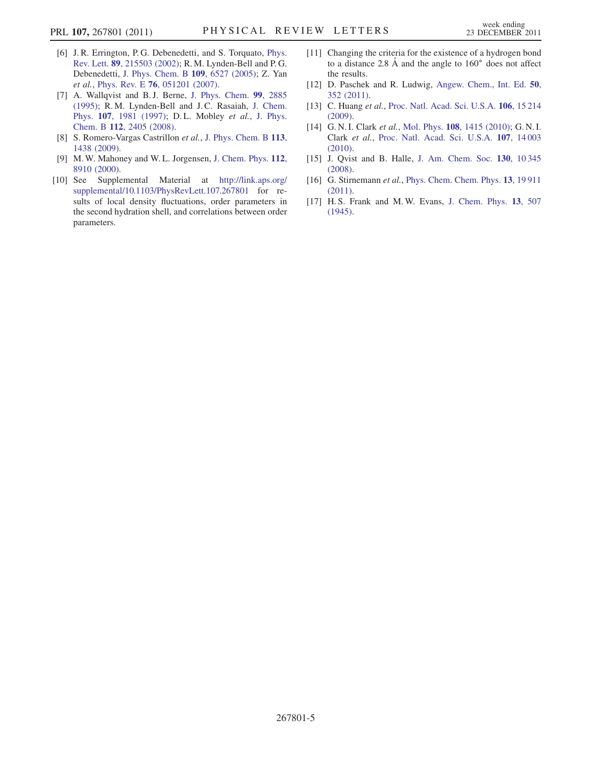[6] J. R. Errington, P. G. Debenedetti, and S. Torquato, Phys. Rev. Lett. **89**, 215503 (2002); R. M. Lynden-Bell and P. G. Debenedetti, J. Phys. Chem. B **109**, 6527 (2005); Z. Yan *et al.*, Phys. Rev. E **76**, 051201 (2007).

[7] A. Wallqvist and B. J. Berne, J. Phys. Chem. **99**, 2885 (1995); R. M. Lynden-Bell and J. C. Rasaiah, J. Chem. Phys. **107**, 1981 (1997); D. L. Mobley *et al.*, J. Phys. Chem. B **112**, 2405 (2008).

[8] S. Romero-Vargas Castrillon *et al.*, J. Phys. Chem. B **113**, 1438 (2009).

[9] M. W. Mahoney and W. L. Jorgensen, J. Chem. Phys. **112**, 8910 (2000).

[10] See Supplemental Material at http://link.aps.org/supplemental/10.1103/PhysRevLett.107.267801 for results of local density fluctuations, order parameters in the second hydration shell, and correlations between order parameters.

[11] Changing the criteria for the existence of a hydrogen bond to a distance 2.8 Å and the angle to 160° does not affect the results.

[12] D. Paschek and R. Ludwig, Angew. Chem., Int. Ed. **50**, 352 (2011).

[13] C. Huang *et al.*, Proc. Natl. Acad. Sci. U.S.A. **106**, 15 214 (2009).

[14] G. N. I. Clark *et al.*, Mol. Phys. **108**, 1415 (2010); G. N. I. Clark *et al.*, Proc. Natl. Acad. Sci. U.S.A. **107**, 14 003 (2010).

[15] J. Qvist and B. Halle, J. Am. Chem. Soc. **130**, 10 345 (2008).

[16] G. Stirnemann *et al.*, Phys. Chem. Chem. Phys. **13**, 19 911 (2011).

[17] H. S. Frank and M. W. Evans, J. Chem. Phys. **13**, 507 (1945).